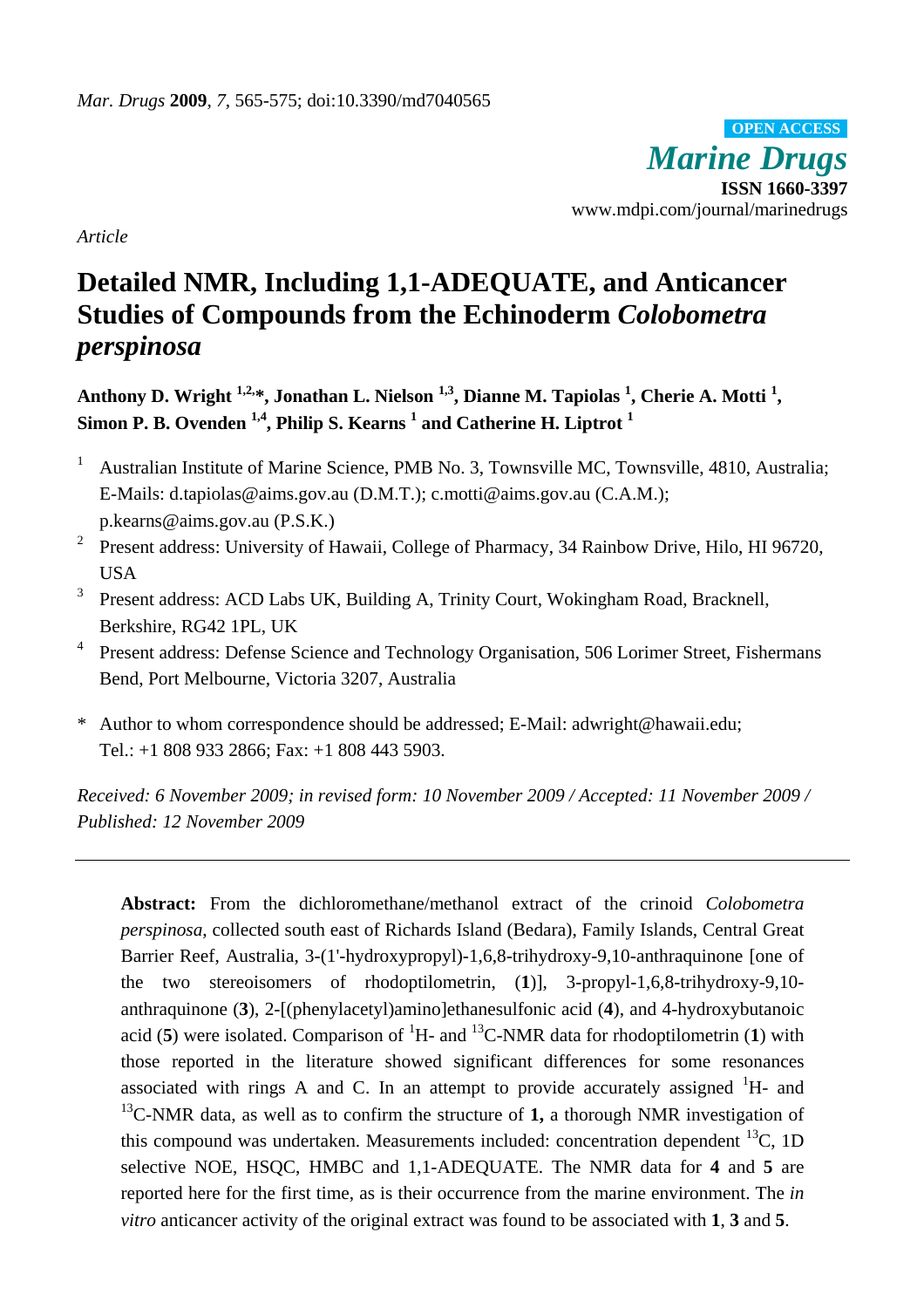*Article*

# Detailed NMR, Including 1,1-ADEQUATE, and Anticancer Studies of Compounds from the Echinoderm *Colobometra perspinosa*

**Anthony D. Wright [1,2,*], Jonathan L. Nielson [1,3], Dianne M. Tapiolas [1], Cherie A. Motti [1], Simon P. B. Ovenden [1,4], Philip S. Kearns [1] and Catherine H. Liptrot [1]**

1. Australian Institute of Marine Science, PMB No. 3, Townsville MC, Townsville, 4810, Australia; E-Mails: d.tapiolas@aims.gov.au (D.M.T.); c.motti@aims.gov.au (C.A.M.); p.kearns@aims.gov.au (P.S.K.)
2. Present address: University of Hawaii, College of Pharmacy, 34 Rainbow Drive, Hilo, HI 96720, USA
3. Present address: ACD Labs UK, Building A, Trinity Court, Wokingham Road, Bracknell, Berkshire, RG42 1PL, UK
4. Present address: Defense Science and Technology Organisation, 506 Lorimer Street, Fishermans Bend, Port Melbourne, Victoria 3207, Australia

\* Author to whom correspondence should be addressed; E-Mail: adwright@hawaii.edu; Tel.: +1 808 933 2866; Fax: +1 808 443 5903.

*Received: 6 November 2009; in revised form: 10 November 2009 / Accepted: 11 November 2009 / Published: 12 November 2009*

---

**Abstract:** From the dichloromethane/methanol extract of the crinoid *Colobometra perspinosa*, collected south east of Richards Island (Bedara), Family Islands, Central Great Barrier Reef, Australia, 3-(1'-hydroxypropyl)-1,6,8-trihydroxy-9,10-anthraquinone [one of the two stereoisomers of rhodoptilometrin, (**1**)], 3-propyl-1,6,8-trihydroxy-9,10-anthraquinone (**3**), 2-[(phenylacetyl)amino]ethanesulfonic acid (**4**), and 4-hydroxybutanoic acid (**5**) were isolated. Comparison of $^{1}$H- and $^{13}$C-NMR data for rhodoptilometrin (**1**) with those reported in the literature showed significant differences for some resonances associated with rings A and C. In an attempt to provide accurately assigned $^{1}$H- and $^{13}$C-NMR data, as well as to confirm the structure of **1,** a thorough NMR investigation of this compound was undertaken. Measurements included: concentration dependent $^{13}$C, 1D selective NOE, HSQC, HMBC and 1,1-ADEQUATE. The NMR data for **4** and **5** are reported here for the first time, as is their occurrence from the marine environment. The *in vitro* anticancer activity of the original extract was found to be associated with **1**, **3** and **5**.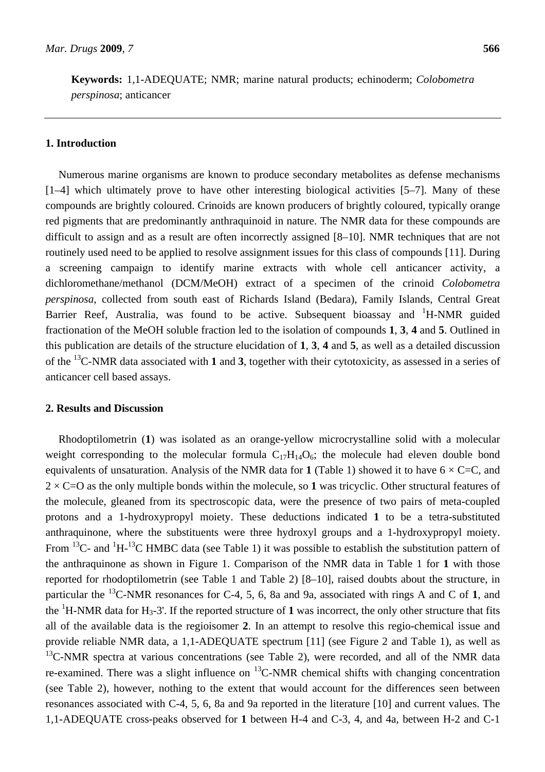**Keywords:** 1,1-ADEQUATE; NMR; marine natural products; echinoderm; *Colobometra perspinosa*; anticancer

## 1. Introduction

Numerous marine organisms are known to produce secondary metabolites as defense mechanisms [1–4] which ultimately prove to have other interesting biological activities [5–7]. Many of these compounds are brightly coloured. Crinoids are known producers of brightly coloured, typically orange red pigments that are predominantly anthraquinoid in nature. The NMR data for these compounds are difficult to assign and as a result are often incorrectly assigned [8–10]. NMR techniques that are not routinely used need to be applied to resolve assignment issues for this class of compounds [11]. During a screening campaign to identify marine extracts with whole cell anticancer activity, a dichloromethane/methanol (DCM/MeOH) extract of a specimen of the crinoid *Colobometra perspinosa*, collected from south east of Richards Island (Bedara), Family Islands, Central Great Barrier Reef, Australia, was found to be active. Subsequent bioassay and $^{1}$H-NMR guided fractionation of the MeOH soluble fraction led to the isolation of compounds **1**, **3**, **4** and **5**. Outlined in this publication are details of the structure elucidation of **1**, **3**, **4** and **5**, as well as a detailed discussion of the $^{13}$C-NMR data associated with **1** and **3**, together with their cytotoxicity, as assessed in a series of anticancer cell based assays.

## 2. Results and Discussion

Rhodoptilometrin (**1**) was isolated as an orange-yellow microcrystalline solid with a molecular weight corresponding to the molecular formula $C_{17}H_{14}O_6$; the molecule had eleven double bond equivalents of unsaturation. Analysis of the NMR data for **1** (Table 1) showed it to have 6 × C=C, and 2 × C=O as the only multiple bonds within the molecule, so **1** was tricyclic. Other structural features of the molecule, gleaned from its spectroscopic data, were the presence of two pairs of meta-coupled protons and a 1-hydroxypropyl moiety. These deductions indicated **1** to be a tetra-substituted anthraquinone, where the substituents were three hydroxyl groups and a 1-hydroxypropyl moiety. From $^{13}$C- and $^{1}$H-$^{13}$C HMBC data (see Table 1) it was possible to establish the substitution pattern of the anthraquinone as shown in Figure 1. Comparison of the NMR data in Table 1 for **1** with those reported for rhodoptilometrin (see Table 1 and Table 2) [8–10], raised doubts about the structure, in particular the $^{13}$C-NMR resonances for C-4, 5, 6, 8a and 9a, associated with rings A and C of **1**, and the $^{1}$H-NMR data for $H_3$-3'. If the reported structure of **1** was incorrect, the only other structure that fits all of the available data is the regioisomer **2**. In an attempt to resolve this regio-chemical issue and provide reliable NMR data, a 1,1-ADEQUATE spectrum [11] (see Figure 2 and Table 1), as well as $^{13}$C-NMR spectra at various concentrations (see Table 2), were recorded, and all of the NMR data re-examined. There was a slight influence on $^{13}$C-NMR chemical shifts with changing concentration (see Table 2), however, nothing to the extent that would account for the differences seen between resonances associated with C-4, 5, 6, 8a and 9a reported in the literature [10] and current values. The 1,1-ADEQUATE cross-peaks observed for **1** between H-4 and C-3, 4, and 4a, between H-2 and C-1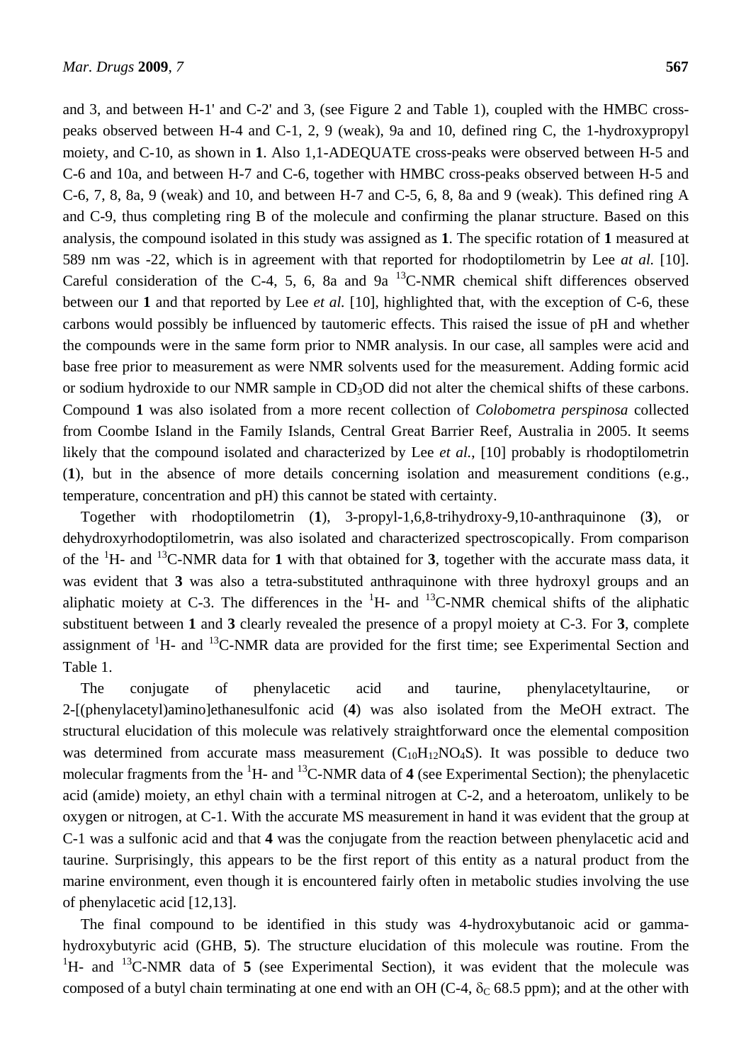and 3, and between H-1' and C-2' and 3, (see Figure 2 and Table 1), coupled with the HMBC cross-peaks observed between H-4 and C-1, 2, 9 (weak), 9a and 10, defined ring C, the 1-hydroxypropyl moiety, and C-10, as shown in **1**. Also 1,1-ADEQUATE cross-peaks were observed between H-5 and C-6 and 10a, and between H-7 and C-6, together with HMBC cross-peaks observed between H-5 and C-6, 7, 8, 8a, 9 (weak) and 10, and between H-7 and C-5, 6, 8, 8a and 9 (weak). This defined ring A and C-9, thus completing ring B of the molecule and confirming the planar structure. Based on this analysis, the compound isolated in this study was assigned as **1**. The specific rotation of **1** measured at 589 nm was -22, which is in agreement with that reported for rhodoptilometrin by Lee *at al.* [10]. Careful consideration of the C-4, 5, 6, 8a and 9a $^{13}$C-NMR chemical shift differences observed between our **1** and that reported by Lee *et al.* [10], highlighted that, with the exception of C-6, these carbons would possibly be influenced by tautomeric effects. This raised the issue of pH and whether the compounds were in the same form prior to NMR analysis. In our case, all samples were acid and base free prior to measurement as were NMR solvents used for the measurement. Adding formic acid or sodium hydroxide to our NMR sample in $CD_3OD$ did not alter the chemical shifts of these carbons. Compound **1** was also isolated from a more recent collection of *Colobometra perspinosa* collected from Coombe Island in the Family Islands, Central Great Barrier Reef, Australia in 2005. It seems likely that the compound isolated and characterized by Lee *et al.*, [10] probably is rhodoptilometrin (**1**), but in the absence of more details concerning isolation and measurement conditions (e.g., temperature, concentration and pH) this cannot be stated with certainty.

Together with rhodoptilometrin (**1**), 3-propyl-1,6,8-trihydroxy-9,10-anthraquinone (**3**), or dehydroxyrhodoptilometrin, was also isolated and characterized spectroscopically. From comparison of the $^{1}$H- and $^{13}$C-NMR data for **1** with that obtained for **3**, together with the accurate mass data, it was evident that **3** was also a tetra-substituted anthraquinone with three hydroxyl groups and an aliphatic moiety at C-3. The differences in the $^{1}$H- and $^{13}$C-NMR chemical shifts of the aliphatic substituent between **1** and **3** clearly revealed the presence of a propyl moiety at C-3. For **3**, complete assignment of $^{1}$H- and $^{13}$C-NMR data are provided for the first time; see Experimental Section and Table 1.

The conjugate of phenylacetic acid and taurine, phenylacetyltaurine, or 2-[(phenylacetyl)amino]ethanesulfonic acid (**4**) was also isolated from the MeOH extract. The structural elucidation of this molecule was relatively straightforward once the elemental composition was determined from accurate mass measurement ($C_{10}H_{12}NO_4S$). It was possible to deduce two molecular fragments from the $^{1}$H- and $^{13}$C-NMR data of **4** (see Experimental Section); the phenylacetic acid (amide) moiety, an ethyl chain with a terminal nitrogen at C-2, and a heteroatom, unlikely to be oxygen or nitrogen, at C-1. With the accurate MS measurement in hand it was evident that the group at C-1 was a sulfonic acid and that **4** was the conjugate from the reaction between phenylacetic acid and taurine. Surprisingly, this appears to be the first report of this entity as a natural product from the marine environment, even though it is encountered fairly often in metabolic studies involving the use of phenylacetic acid [12,13].

The final compound to be identified in this study was 4-hydroxybutanoic acid or gamma-hydroxybutyric acid (GHB, **5**). The structure elucidation of this molecule was routine. From the $^{1}$H- and $^{13}$C-NMR data of **5** (see Experimental Section), it was evident that the molecule was composed of a butyl chain terminating at one end with an OH (C-4, $\delta_C$ 68.5 ppm); and at the other with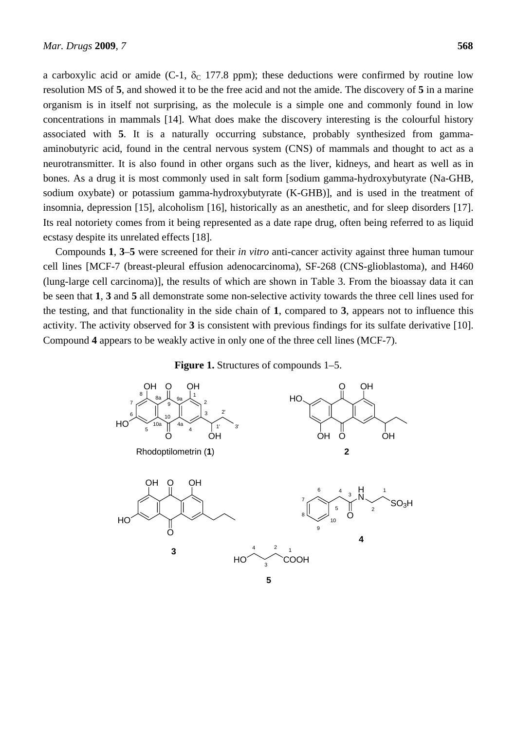a carboxylic acid or amide (C-1, $\delta_C$ 177.8 ppm); these deductions were confirmed by routine low resolution MS of **5**, and showed it to be the free acid and not the amide. The discovery of **5** in a marine organism is in itself not surprising, as the molecule is a simple one and commonly found in low concentrations in mammals [14]. What does make the discovery interesting is the colourful history associated with **5**. It is a naturally occurring substance, probably synthesized from gamma-aminobutyric acid, found in the central nervous system (CNS) of mammals and thought to act as a neurotransmitter. It is also found in other organs such as the liver, kidneys, and heart as well as in bones. As a drug it is most commonly used in salt form [sodium gamma-hydroxybutyrate (Na-GHB, sodium oxybate) or potassium gamma-hydroxybutyrate (K-GHB)], and is used in the treatment of insomnia, depression [15], alcoholism [16], historically as an anesthetic, and for sleep disorders [17]. Its real notoriety comes from it being represented as a date rape drug, often being referred to as liquid ecstasy despite its unrelated effects [18].

Compounds **1**, **3**–**5** were screened for their *in vitro* anti-cancer activity against three human tumour cell lines [MCF-7 (breast-pleural effusion adenocarcinoma), SF-268 (CNS-glioblastoma), and H460 (lung-large cell carcinoma)], the results of which are shown in Table 3. From the bioassay data it can be seen that **1**, **3** and **5** all demonstrate some non-selective activity towards the three cell lines used for the testing, and that functionality in the side chain of **1**, compared to **3**, appears not to influence this activity. The activity observed for **3** is consistent with previous findings for its sulfate derivative [10]. Compound **4** appears to be weakly active in only one of the three cell lines (MCF-7).

**Figure 1.** Structures of compounds 1–5.

Rhodoptilometrin (**1**)

**2**

**3**

**4**

**5**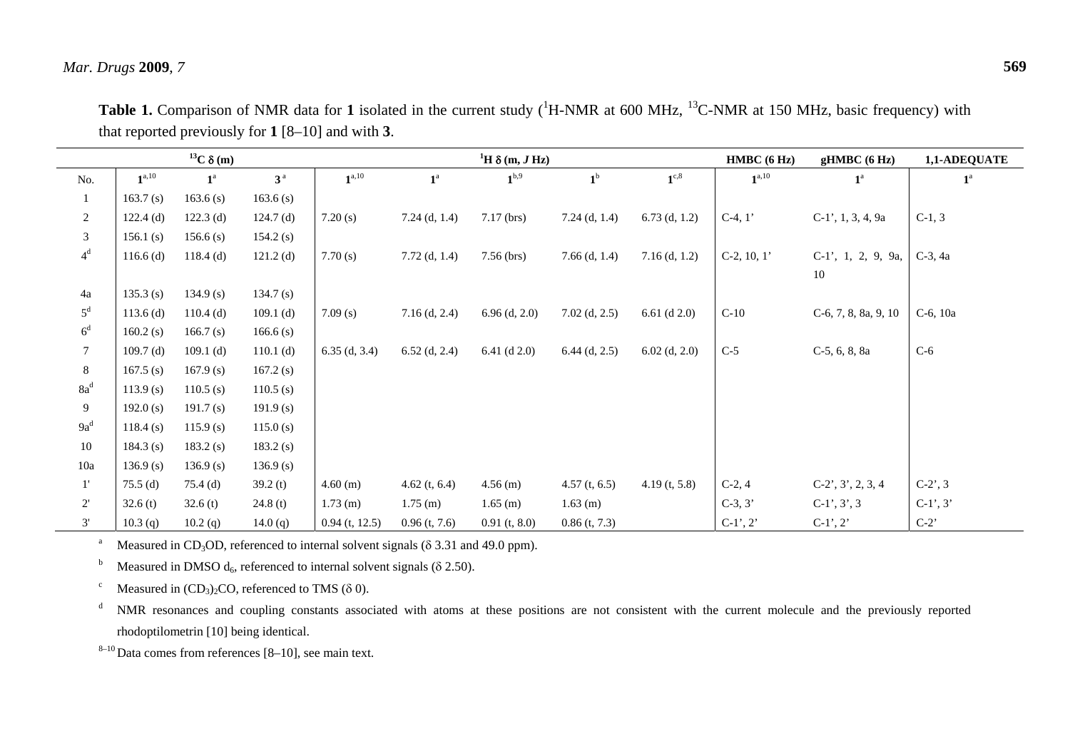**Table 1.** Comparison of NMR data for **1** isolated in the current study ($^{1}$H-NMR at 600 MHz, $^{13}$C-NMR at 150 MHz, basic frequency) with that reported previously for **1** [8–10] and with **3**.

| | $^{13}$C δ (m) | | | $^{1}$H δ (m, *J* Hz) | | | | | HMBC (6 Hz) | gHMBC (6 Hz) | 1,1-ADEQUATE |
|---|---|---|---|---|---|---|---|---|---|---|---|
| No. | **1**[a,10] | **1**[a] | **3**[a] | **1**[a,10] | **1**[a] | **1**[b,9] | **1**[b] | **1**[c,8] | **1**[a,10] | **1**[a] | **1**[a] |
| 1 | 163.7 (s) | 163.6 (s) | 163.6 (s) | | | | | | | | |
| 2 | 122.4 (d) | 122.3 (d) | 124.7 (d) | 7.20 (s) | 7.24 (d, 1.4) | 7.17 (brs) | 7.24 (d, 1.4) | 6.73 (d, 1.2) | C-4, 1' | C-1', 1, 3, 4, 9a | C-1, 3 |
| 3 | 156.1 (s) | 156.6 (s) | 154.2 (s) | | | | | | | | |
| 4[d] | 116.6 (d) | 118.4 (d) | 121.2 (d) | 7.70 (s) | 7.72 (d, 1.4) | 7.56 (brs) | 7.66 (d, 1.4) | 7.16 (d, 1.2) | C-2, 10, 1' | C-1', 1, 2, 9, 9a, 10 | C-3, 4a |
| 4a | 135.3 (s) | 134.9 (s) | 134.7 (s) | | | | | | | | |
| 5[d] | 113.6 (d) | 110.4 (d) | 109.1 (d) | 7.09 (s) | 7.16 (d, 2.4) | 6.96 (d, 2.0) | 7.02 (d, 2.5) | 6.61 (d 2.0) | C-10 | C-6, 7, 8, 8a, 9, 10 | C-6, 10a |
| 6[d] | 160.2 (s) | 166.7 (s) | 166.6 (s) | | | | | | | | |
| 7 | 109.7 (d) | 109.1 (d) | 110.1 (d) | 6.35 (d, 3.4) | 6.52 (d, 2.4) | 6.41 (d 2.0) | 6.44 (d, 2.5) | 6.02 (d, 2.0) | C-5 | C-5, 6, 8, 8a | C-6 |
| 8 | 167.5 (s) | 167.9 (s) | 167.2 (s) | | | | | | | | |
| 8a[d] | 113.9 (s) | 110.5 (s) | 110.5 (s) | | | | | | | | |
| 9 | 192.0 (s) | 191.7 (s) | 191.9 (s) | | | | | | | | |
| 9a[d] | 118.4 (s) | 115.9 (s) | 115.0 (s) | | | | | | | | |
| 10 | 184.3 (s) | 183.2 (s) | 183.2 (s) | | | | | | | | |
| 10a | 136.9 (s) | 136.9 (s) | 136.9 (s) | | | | | | | | |
| 1' | 75.5 (d) | 75.4 (d) | 39.2 (t) | 4.60 (m) | 4.62 (t, 6.4) | 4.56 (m) | 4.57 (t, 6.5) | 4.19 (t, 5.8) | C-2, 4 | C-2', 3', 2, 3, 4 | C-2', 3 |
| 2' | 32.6 (t) | 32.6 (t) | 24.8 (t) | 1.73 (m) | 1.75 (m) | 1.65 (m) | 1.63 (m) | | C-3, 3' | C-1', 3', 3 | C-1', 3' |
| 3' | 10.3 (q) | 10.2 (q) | 14.0 (q) | 0.94 (t, 12.5) | 0.96 (t, 7.6) | 0.91 (t, 8.0) | 0.86 (t, 7.3) | | C-1', 2' | C-1', 2' | C-2' |

[a] Measured in $CD_3OD$, referenced to internal solvent signals (δ 3.31 and 49.0 ppm).

[b] Measured in DMSO $d_6$, referenced to internal solvent signals (δ 2.50).

[c] Measured in $(CD_3)_2CO$, referenced to TMS (δ 0).

[d] NMR resonances and coupling constants associated with atoms at these positions are not consistent with the current molecule and the previously reported rhodoptilometrin [10] being identical.

[8–10] Data comes from references [8–10], see main text.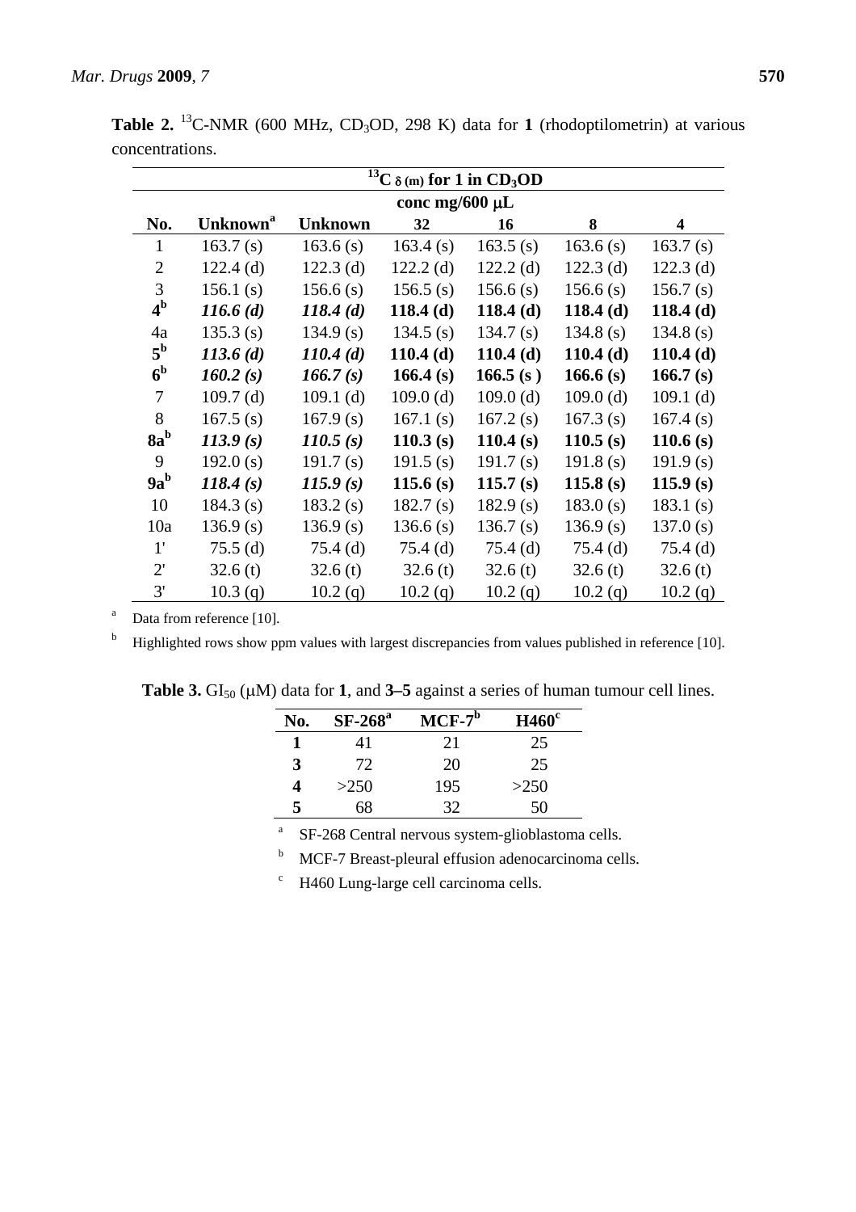**Table 2.** $^{13}$C-NMR (600 MHz, $CD_3OD$, 298 K) data for **1** (rhodoptilometrin) at various concentrations.

| | $^{13}$C $\delta_{(m)}$ for 1 in $CD_3OD$ | | | | | |
|---|---|---|---|---|---|---|
| | conc mg/600 μL | | | | | |
| **No.** | **Unknown[a]** | **Unknown** | **32** | **16** | **8** | **4** |
| 1 | 163.7 (s) | 163.6 (s) | 163.4 (s) | 163.5 (s) | 163.6 (s) | 163.7 (s) |
| 2 | 122.4 (d) | 122.3 (d) | 122.2 (d) | 122.2 (d) | 122.3 (d) | 122.3 (d) |
| 3 | 156.1 (s) | 156.6 (s) | 156.5 (s) | 156.6 (s) | 156.6 (s) | 156.7 (s) |
| **4[b]** | ***116.6 (d)*** | ***118.4 (d)*** | **118.4 (d)** | **118.4 (d)** | **118.4 (d)** | **118.4 (d)** |
| 4a | 135.3 (s) | 134.9 (s) | 134.5 (s) | 134.7 (s) | 134.8 (s) | 134.8 (s) |
| **5[b]** | ***113.6 (d)*** | ***110.4 (d)*** | **110.4 (d)** | **110.4 (d)** | **110.4 (d)** | **110.4 (d)** |
| **6[b]** | ***160.2 (s)*** | ***166.7 (s)*** | **166.4 (s)** | **166.5 (s )** | **166.6 (s)** | **166.7 (s)** |
| 7 | 109.7 (d) | 109.1 (d) | 109.0 (d) | 109.0 (d) | 109.0 (d) | 109.1 (d) |
| 8 | 167.5 (s) | 167.9 (s) | 167.1 (s) | 167.2 (s) | 167.3 (s) | 167.4 (s) |
| **8a[b]** | ***113.9 (s)*** | ***110.5 (s)*** | **110.3 (s)** | **110.4 (s)** | **110.5 (s)** | **110.6 (s)** |
| 9 | 192.0 (s) | 191.7 (s) | 191.5 (s) | 191.7 (s) | 191.8 (s) | 191.9 (s) |
| **9a[b]** | ***118.4 (s)*** | ***115.9 (s)*** | **115.6 (s)** | **115.7 (s)** | **115.8 (s)** | **115.9 (s)** |
| 10 | 184.3 (s) | 183.2 (s) | 182.7 (s) | 182.9 (s) | 183.0 (s) | 183.1 (s) |
| 10a | 136.9 (s) | 136.9 (s) | 136.6 (s) | 136.7 (s) | 136.9 (s) | 137.0 (s) |
| 1' | 75.5 (d) | 75.4 (d) | 75.4 (d) | 75.4 (d) | 75.4 (d) | 75.4 (d) |
| 2' | 32.6 (t) | 32.6 (t) | 32.6 (t) | 32.6 (t) | 32.6 (t) | 32.6 (t) |
| 3' | 10.3 (q) | 10.2 (q) | 10.2 (q) | 10.2 (q) | 10.2 (q) | 10.2 (q) |

[a] Data from reference [10].

[b] Highlighted rows show ppm values with largest discrepancies from values published in reference [10].

**Table 3.** $GI_{50}$ (μM) data for **1**, and **3–5** against a series of human tumour cell lines.

| No. | SF-268[a] | MCF-7[b] | H460[c] |
|---|---|---|---|
| **1** | 41 | 21 | 25 |
| **3** | 72 | 20 | 25 |
| **4** | >250 | 195 | >250 |
| **5** | 68 | 32 | 50 |

[a] SF-268 Central nervous system-glioblastoma cells.

[b] MCF-7 Breast-pleural effusion adenocarcinoma cells.

[c] H460 Lung-large cell carcinoma cells.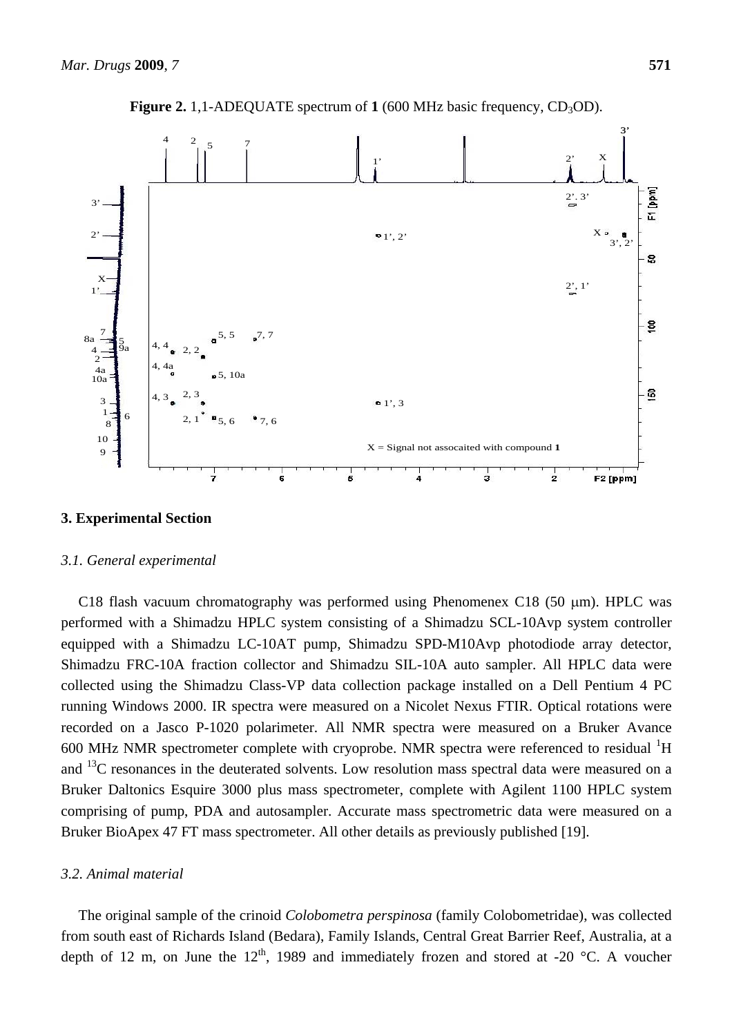**Figure 2.** 1,1-ADEQUATE spectrum of **1** (600 MHz basic frequency, $CD_3OD$).

## 3. Experimental Section

### 3.1. General experimental

C18 flash vacuum chromatography was performed using Phenomenex C18 (50 μm). HPLC was performed with a Shimadzu HPLC system consisting of a Shimadzu SCL-10Avp system controller equipped with a Shimadzu LC-10AT pump, Shimadzu SPD-M10Avp photodiode array detector, Shimadzu FRC-10A fraction collector and Shimadzu SIL-10A auto sampler. All HPLC data were collected using the Shimadzu Class-VP data collection package installed on a Dell Pentium 4 PC running Windows 2000. IR spectra were measured on a Nicolet Nexus FTIR. Optical rotations were recorded on a Jasco P-1020 polarimeter. All NMR spectra were measured on a Bruker Avance 600 MHz NMR spectrometer complete with cryoprobe. NMR spectra were referenced to residual $^{1}H$ and $^{13}C$ resonances in the deuterated solvents. Low resolution mass spectral data were measured on a Bruker Daltonics Esquire 3000 plus mass spectrometer, complete with Agilent 1100 HPLC system comprising of pump, PDA and autosampler. Accurate mass spectrometric data were measured on a Bruker BioApex 47 FT mass spectrometer. All other details as previously published [19].

### 3.2. Animal material

The original sample of the crinoid *Colobometra perspinosa* (family Colobometridae), was collected from south east of Richards Island (Bedara), Family Islands, Central Great Barrier Reef, Australia, at a depth of 12 m, on June the 12th, 1989 and immediately frozen and stored at -20 °C. A voucher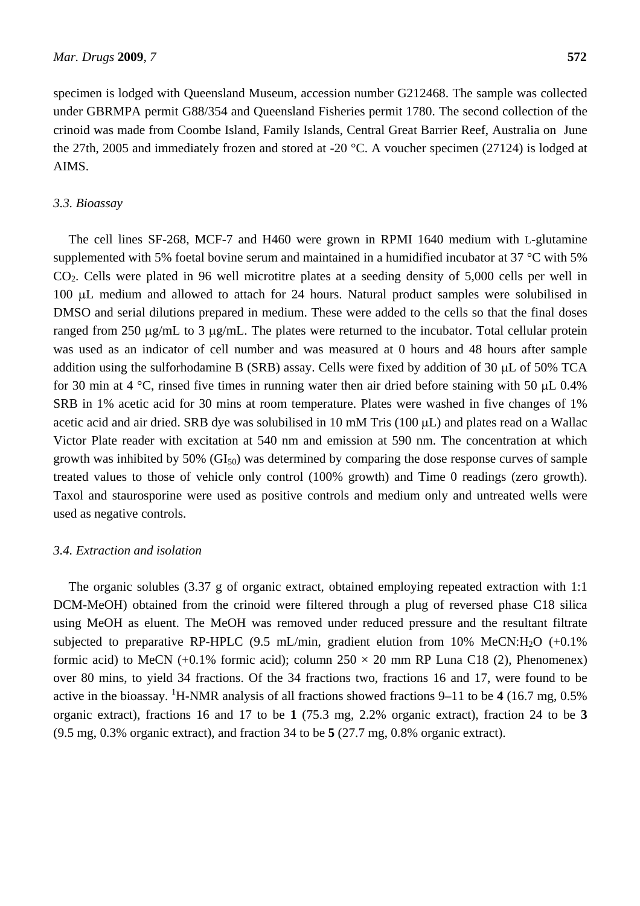specimen is lodged with Queensland Museum, accession number G212468. The sample was collected under GBRMPA permit G88/354 and Queensland Fisheries permit 1780. The second collection of the crinoid was made from Coombe Island, Family Islands, Central Great Barrier Reef, Australia on June the 27th, 2005 and immediately frozen and stored at -20 °C. A voucher specimen (27124) is lodged at AIMS.

### *3.3. Bioassay*

The cell lines SF-268, MCF-7 and H460 were grown in RPMI 1640 medium with L-glutamine supplemented with 5% foetal bovine serum and maintained in a humidified incubator at 37 °C with 5% $CO_2$. Cells were plated in 96 well microtitre plates at a seeding density of 5,000 cells per well in 100 μL medium and allowed to attach for 24 hours. Natural product samples were solubilised in DMSO and serial dilutions prepared in medium. These were added to the cells so that the final doses ranged from 250 μg/mL to 3 μg/mL. The plates were returned to the incubator. Total cellular protein was used as an indicator of cell number and was measured at 0 hours and 48 hours after sample addition using the sulforhodamine B (SRB) assay. Cells were fixed by addition of 30 μL of 50% TCA for 30 min at 4 °C, rinsed five times in running water then air dried before staining with 50 μL 0.4% SRB in 1% acetic acid for 30 mins at room temperature. Plates were washed in five changes of 1% acetic acid and air dried. SRB dye was solubilised in 10 mM Tris (100 μL) and plates read on a Wallac Victor Plate reader with excitation at 540 nm and emission at 590 nm. The concentration at which growth was inhibited by 50% ($GI_{50}$) was determined by comparing the dose response curves of sample treated values to those of vehicle only control (100% growth) and Time 0 readings (zero growth). Taxol and staurosporine were used as positive controls and medium only and untreated wells were used as negative controls.

### *3.4. Extraction and isolation*

The organic solubles (3.37 g of organic extract, obtained employing repeated extraction with 1:1 DCM-MeOH) obtained from the crinoid were filtered through a plug of reversed phase C18 silica using MeOH as eluent. The MeOH was removed under reduced pressure and the resultant filtrate subjected to preparative RP-HPLC (9.5 mL/min, gradient elution from 10% MeCN:$H_2O$ (+0.1% formic acid) to MeCN (+0.1% formic acid); column 250 × 20 mm RP Luna C18 (2), Phenomenex) over 80 mins, to yield 34 fractions. Of the 34 fractions two, fractions 16 and 17, were found to be active in the bioassay. $^1$H-NMR analysis of all fractions showed fractions 9–11 to be **4** (16.7 mg, 0.5% organic extract), fractions 16 and 17 to be **1** (75.3 mg, 2.2% organic extract), fraction 24 to be **3** (9.5 mg, 0.3% organic extract), and fraction 34 to be **5** (27.7 mg, 0.8% organic extract).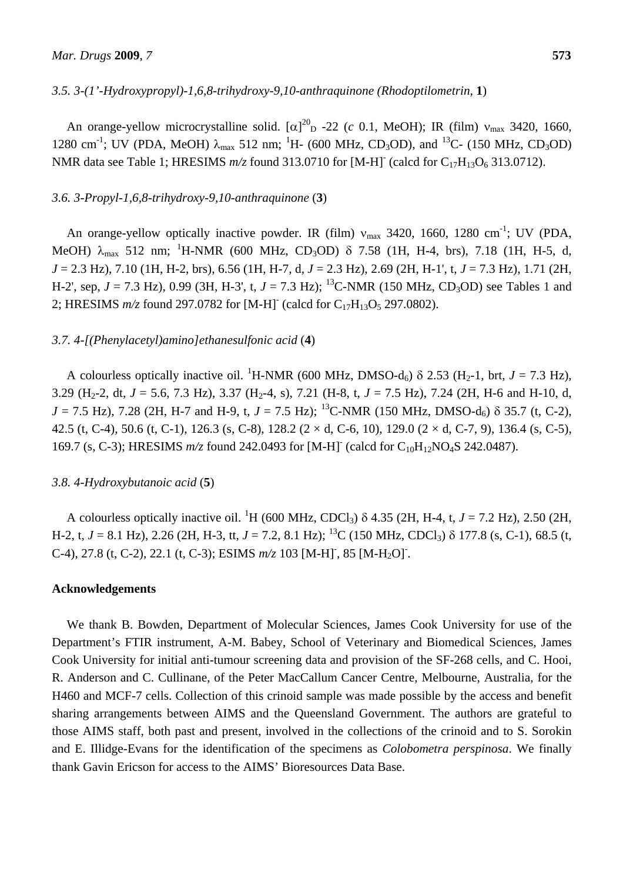### 3.5. *3-(1'-Hydroxypropyl)-1,6,8-trihydroxy-9,10-anthraquinone (Rhodoptilometrin,* **1***)*

An orange-yellow microcrystalline solid. $[\alpha]^{20}_{D}$ -22 (*c* 0.1, MeOH); IR (film) $\nu_{max}$ 3420, 1660, 1280 $cm^{-1}$; UV (PDA, MeOH) $\lambda_{max}$ 512 nm; $^{1}$H- (600 MHz, $CD_3OD$), and $^{13}$C- (150 MHz, $CD_3OD$) NMR data see Table 1; HRESIMS *m/z* found 313.0710 for $[M-H]^-$ (calcd for $C_{17}H_{13}O_6$ 313.0712).

### 3.6. *3-Propyl-1,6,8-trihydroxy-9,10-anthraquinone* (**3**)

An orange-yellow optically inactive powder. IR (film) $\nu_{max}$ 3420, 1660, 1280 $cm^{-1}$; UV (PDA, MeOH) $\lambda_{max}$ 512 nm; $^{1}$H-NMR (600 MHz, $CD_3OD$) $\delta$ 7.58 (1H, H-4, brs), 7.18 (1H, H-5, d, $J$ = 2.3 Hz), 7.10 (1H, H-2, brs), 6.56 (1H, H-7, d, $J$ = 2.3 Hz), 2.69 (2H, H-1', t, $J$ = 7.3 Hz), 1.71 (2H, H-2', sep, $J$ = 7.3 Hz), 0.99 (3H, H-3', t, $J$ = 7.3 Hz); $^{13}$C-NMR (150 MHz, $CD_3OD$) see Tables 1 and 2; HRESIMS *m/z* found 297.0782 for $[M-H]^-$ (calcd for $C_{17}H_{13}O_5$ 297.0802).

### 3.7. *4-[(Phenylacetyl)amino]ethanesulfonic acid* (**4**)

A colourless optically inactive oil. $^{1}$H-NMR (600 MHz, DMSO-$d_6$) $\delta$ 2.53 ($H_2$-1, brt, $J$ = 7.3 Hz), 3.29 ($H_2$-2, dt, $J$ = 5.6, 7.3 Hz), 3.37 ($H_2$-4, s), 7.21 (H-8, t, $J$ = 7.5 Hz), 7.24 (2H, H-6 and H-10, d, $J$ = 7.5 Hz), 7.28 (2H, H-7 and H-9, t, $J$ = 7.5 Hz); $^{13}$C-NMR (150 MHz, DMSO-$d_6$) $\delta$ 35.7 (t, C-2), 42.5 (t, C-4), 50.6 (t, C-1), 126.3 (s, C-8), 128.2 (2 × d, C-6, 10), 129.0 (2 × d, C-7, 9), 136.4 (s, C-5), 169.7 (s, C-3); HRESIMS *m/z* found 242.0493 for $[M-H]^-$ (calcd for $C_{10}H_{12}NO_4S$ 242.0487).

### 3.8. *4-Hydroxybutanoic acid* (**5**)

A colourless optically inactive oil. $^{1}$H (600 MHz, $CDCl_3$) $\delta$ 4.35 (2H, H-4, t, $J$ = 7.2 Hz), 2.50 (2H, H-2, t, $J$ = 8.1 Hz), 2.26 (2H, H-3, tt, $J$ = 7.2, 8.1 Hz); $^{13}$C (150 MHz, $CDCl_3$) $\delta$ 177.8 (s, C-1), 68.5 (t, C-4), 27.8 (t, C-2), 22.1 (t, C-3); ESIMS *m/z* 103 $[M-H]^-$, 85 $[M-H_2O]^-$.

## Acknowledgements

We thank B. Bowden, Department of Molecular Sciences, James Cook University for use of the Department's FTIR instrument, A-M. Babey, School of Veterinary and Biomedical Sciences, James Cook University for initial anti-tumour screening data and provision of the SF-268 cells, and C. Hooi, R. Anderson and C. Cullinane, of the Peter MacCallum Cancer Centre, Melbourne, Australia, for the H460 and MCF-7 cells. Collection of this crinoid sample was made possible by the access and benefit sharing arrangements between AIMS and the Queensland Government. The authors are grateful to those AIMS staff, both past and present, involved in the collections of the crinoid and to S. Sorokin and E. Illidge-Evans for the identification of the specimens as *Colobometra perspinosa*. We finally thank Gavin Ericson for access to the AIMS' Bioresources Data Base.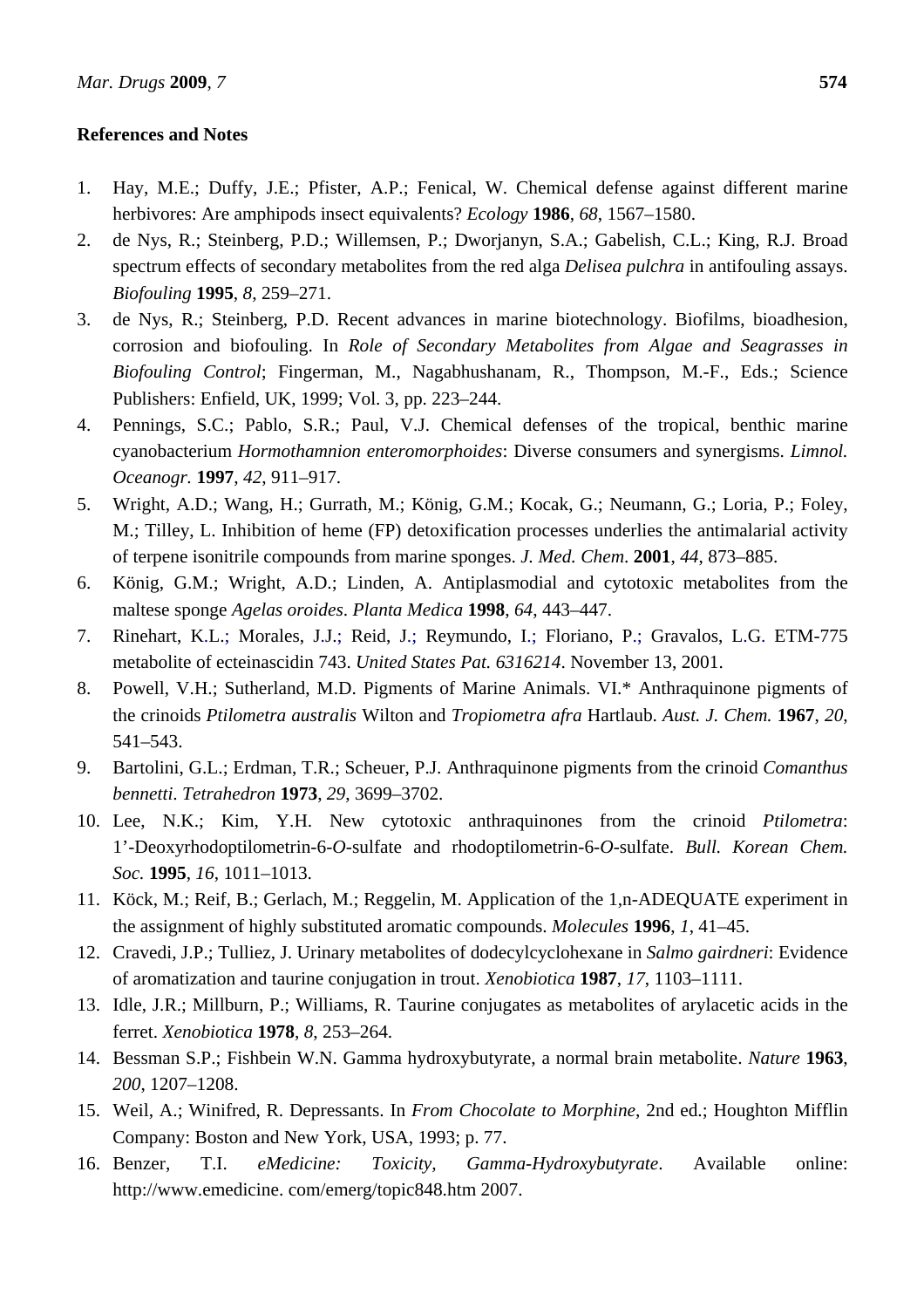## References and Notes

1. Hay, M.E.; Duffy, J.E.; Pfister, A.P.; Fenical, W. Chemical defense against different marine herbivores: Are amphipods insect equivalents? *Ecology* **1986**, *68*, 1567–1580.
2. de Nys, R.; Steinberg, P.D.; Willemsen, P.; Dworjanyn, S.A.; Gabelish, C.L.; King, R.J. Broad spectrum effects of secondary metabolites from the red alga *Delisea pulchra* in antifouling assays. *Biofouling* **1995**, *8*, 259–271.
3. de Nys, R.; Steinberg, P.D. Recent advances in marine biotechnology. Biofilms, bioadhesion, corrosion and biofouling. In *Role of Secondary Metabolites from Algae and Seagrasses in Biofouling Control*; Fingerman, M., Nagabhushanam, R., Thompson, M.-F., Eds.; Science Publishers: Enfield, UK, 1999; Vol. 3, pp. 223–244.
4. Pennings, S.C.; Pablo, S.R.; Paul, V.J. Chemical defenses of the tropical, benthic marine cyanobacterium *Hormothamnion enteromorphoides*: Diverse consumers and synergisms. *Limnol. Oceanogr.* **1997**, *42*, 911–917.
5. Wright, A.D.; Wang, H.; Gurrath, M.; König, G.M.; Kocak, G.; Neumann, G.; Loria, P.; Foley, M.; Tilley, L. Inhibition of heme (FP) detoxification processes underlies the antimalarial activity of terpene isonitrile compounds from marine sponges. *J. Med. Chem.* **2001**, *44*, 873–885.
6. König, G.M.; Wright, A.D.; Linden, A. Antiplasmodial and cytotoxic metabolites from the maltese sponge *Agelas oroides*. *Planta Medica* **1998**, *64*, 443–447.
7. Rinehart, K.L.; Morales, J.J.; Reid, J.; Reymundo, I.; Floriano, P.; Gravalos, L.G. ETM-775 metabolite of ecteinascidin 743. *United States Pat. 6316214*. November 13, 2001.
8. Powell, V.H.; Sutherland, M.D. Pigments of Marine Animals. VI.* Anthraquinone pigments of the crinoids *Ptilometra australis* Wilton and *Tropiometra afra* Hartlaub. *Aust. J. Chem.* **1967**, *20*, 541–543.
9. Bartolini, G.L.; Erdman, T.R.; Scheuer, P.J. Anthraquinone pigments from the crinoid *Comanthus bennetti*. *Tetrahedron* **1973**, *29*, 3699–3702.
10. Lee, N.K.; Kim, Y.H. New cytotoxic anthraquinones from the crinoid *Ptilometra*: 1'-Deoxyrhodoptilometrin-6-*O*-sulfate and rhodoptilometrin-6-*O*-sulfate. *Bull. Korean Chem. Soc.* **1995**, *16*, 1011–1013.
11. Köck, M.; Reif, B.; Gerlach, M.; Reggelin, M. Application of the 1,n-ADEQUATE experiment in the assignment of highly substituted aromatic compounds. *Molecules* **1996**, *1*, 41–45.
12. Cravedi, J.P.; Tulliez, J. Urinary metabolites of dodecylcyclohexane in *Salmo gairdneri*: Evidence of aromatization and taurine conjugation in trout. *Xenobiotica* **1987**, *17*, 1103–1111.
13. Idle, J.R.; Millburn, P.; Williams, R. Taurine conjugates as metabolites of arylacetic acids in the ferret. *Xenobiotica* **1978**, *8*, 253–264.
14. Bessman S.P.; Fishbein W.N. Gamma hydroxybutyrate, a normal brain metabolite. *Nature* **1963**, *200*, 1207–1208.
15. Weil, A.; Winifred, R. Depressants. In *From Chocolate to Morphine*, 2nd ed.; Houghton Mifflin Company: Boston and New York, USA, 1993; p. 77.
16. Benzer, T.I. *eMedicine: Toxicity, Gamma-Hydroxybutyrate*. Available online: http://www.emedicine. com/emerg/topic848.htm 2007.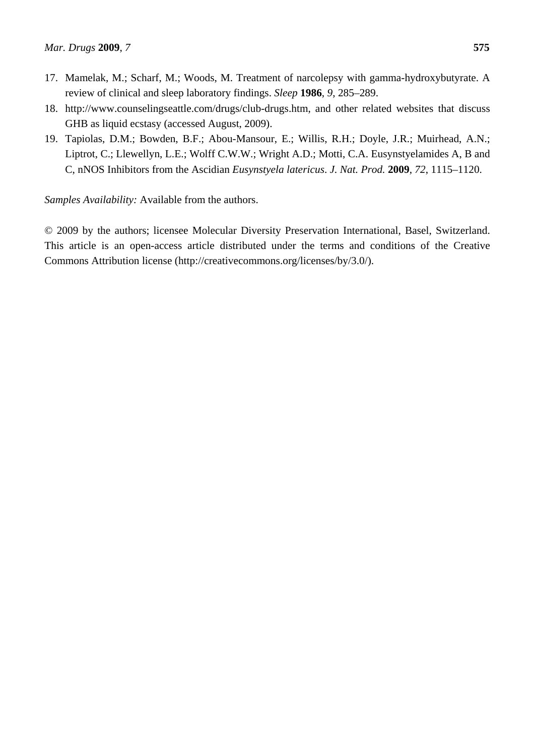17. Mamelak, M.; Scharf, M.; Woods, M. Treatment of narcolepsy with gamma-hydroxybutyrate. A review of clinical and sleep laboratory findings. *Sleep* **1986**, *9*, 285–289.
18. http://www.counselingseattle.com/drugs/club-drugs.htm, and other related websites that discuss GHB as liquid ecstasy (accessed August, 2009).
19. Tapiolas, D.M.; Bowden, B.F.; Abou-Mansour, E.; Willis, R.H.; Doyle, J.R.; Muirhead, A.N.; Liptrot, C.; Llewellyn, L.E.; Wolff C.W.W.; Wright A.D.; Motti, C.A. Eusynstyelamides A, B and C, nNOS Inhibitors from the Ascidian *Eusynstyela latericus*. *J. Nat. Prod.* **2009**, *72*, 1115–1120.

*Samples Availability:* Available from the authors.

© 2009 by the authors; licensee Molecular Diversity Preservation International, Basel, Switzerland. This article is an open-access article distributed under the terms and conditions of the Creative Commons Attribution license (http://creativecommons.org/licenses/by/3.0/).